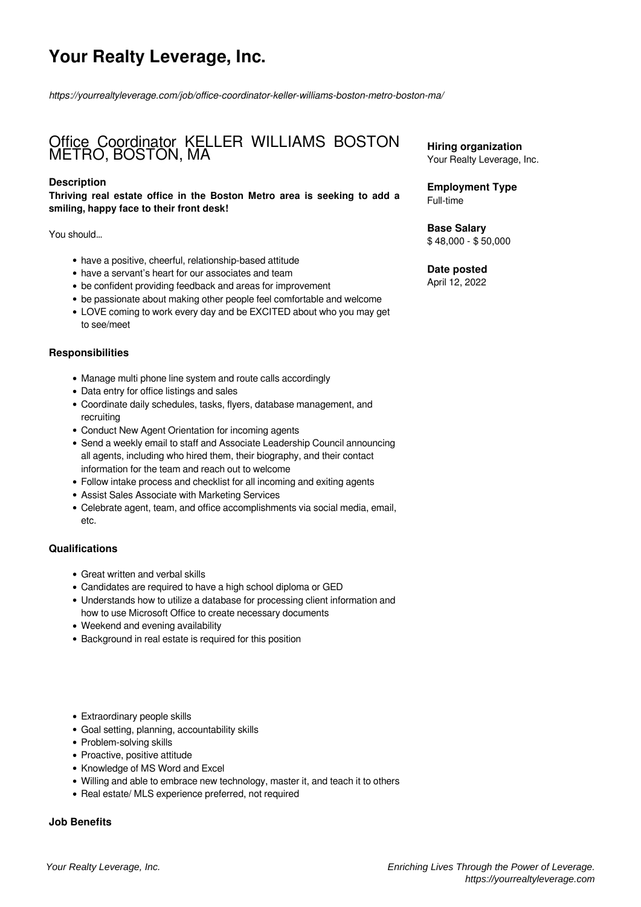# Your Realty Leverage, Inc.

*https://yourrealtyleverage.com/job/office-coordinator-keller-williams-boston-metro-boston-ma/*

## Office Coordinator KELLER WILLIAMS BOSTON METRO, BOSTON, MA

**Hiring organization**
Your Realty Leverage, Inc.

**Employment Type**
Full-time

**Base Salary**
$ 48,000 - $ 50,000

**Date posted**
April 12, 2022

### Description

**Thriving real estate office in the Boston Metro area is seeking to add a smiling, happy face to their front desk!**

You should...

- have a positive, cheerful, relationship-based attitude
- have a servant's heart for our associates and team
- be confident providing feedback and areas for improvement
- be passionate about making other people feel comfortable and welcome
- LOVE coming to work every day and be EXCITED about who you may get to see/meet

### Responsibilities

- Manage multi phone line system and route calls accordingly
- Data entry for office listings and sales
- Coordinate daily schedules, tasks, flyers, database management, and recruiting
- Conduct New Agent Orientation for incoming agents
- Send a weekly email to staff and Associate Leadership Council announcing all agents, including who hired them, their biography, and their contact information for the team and reach out to welcome
- Follow intake process and checklist for all incoming and exiting agents
- Assist Sales Associate with Marketing Services
- Celebrate agent, team, and office accomplishments via social media, email, etc.

### Qualifications

- Great written and verbal skills
- Candidates are required to have a high school diploma or GED
- Understands how to utilize a database for processing client information and how to use Microsoft Office to create necessary documents
- Weekend and evening availability
- Background in real estate is required for this position

- Extraordinary people skills
- Goal setting, planning, accountability skills
- Problem-solving skills
- Proactive, positive attitude
- Knowledge of MS Word and Excel
- Willing and able to embrace new technology, master it, and teach it to others
- Real estate/ MLS experience preferred, not required

### Job Benefits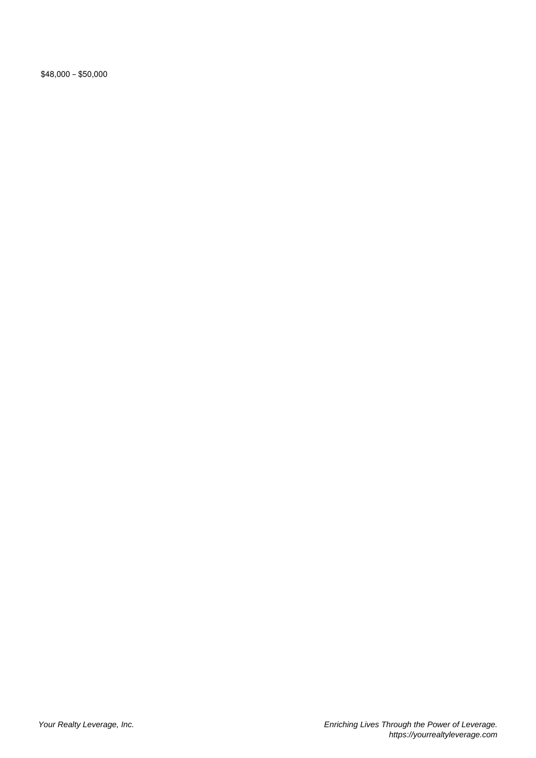$48,000 – $50,000